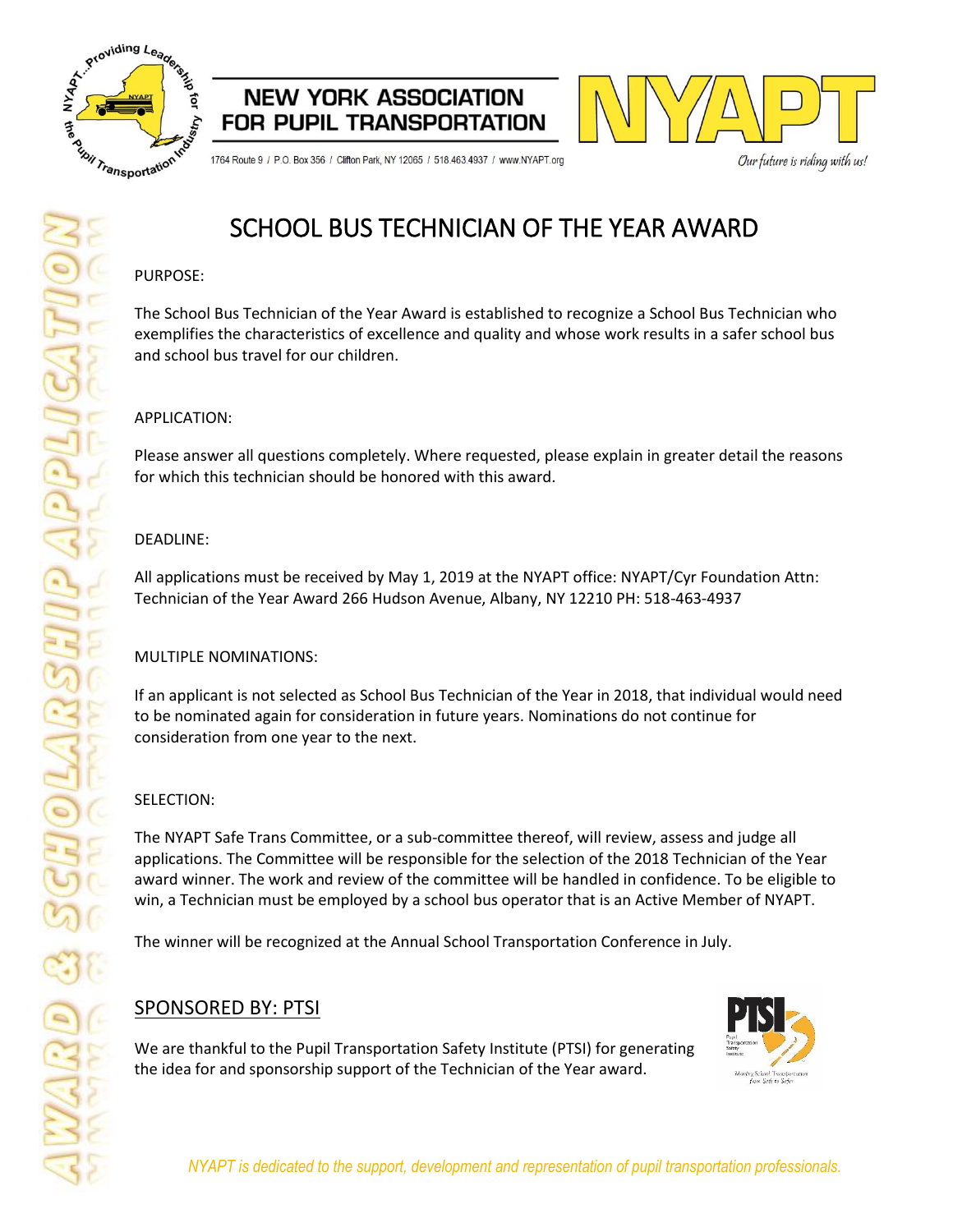# NEW YORK ASSOCIATION FOR PUPIL TRANSPORTATION

1764 Route 9 / P.O. Box 356 / Clifton Park, NY 12065 / 518.463.4937 / www.NYAPT.org

NYAPT

*Our future is riding with us!*

AWARD & SCHOLARSHIP APPLICATION

## SCHOOL BUS TECHNICIAN OF THE YEAR AWARD

PURPOSE:

The School Bus Technician of the Year Award is established to recognize a School Bus Technician who exemplifies the characteristics of excellence and quality and whose work results in a safer school bus and school bus travel for our children.

APPLICATION:

Please answer all questions completely. Where requested, please explain in greater detail the reasons for which this technician should be honored with this award.

DEADLINE:

All applications must be received by May 1, 2019 at the NYAPT office: NYAPT/Cyr Foundation Attn: Technician of the Year Award 266 Hudson Avenue, Albany, NY 12210 PH: 518-463-4937

MULTIPLE NOMINATIONS:

If an applicant is not selected as School Bus Technician of the Year in 2018, that individual would need to be nominated again for consideration in future years. Nominations do not continue for consideration from one year to the next.

SELECTION:

The NYAPT Safe Trans Committee, or a sub-committee thereof, will review, assess and judge all applications. The Committee will be responsible for the selection of the 2018 Technician of the Year award winner. The work and review of the committee will be handled in confidence. To be eligible to win, a Technician must be employed by a school bus operator that is an Active Member of NYAPT.

The winner will be recognized at the Annual School Transportation Conference in July.

## SPONSORED BY: PTSI

We are thankful to the Pupil Transportation Safety Institute (PTSI) for generating the idea for and sponsorship support of the Technician of the Year award.

*NYAPT is dedicated to the support, development and representation of pupil transportation professionals.*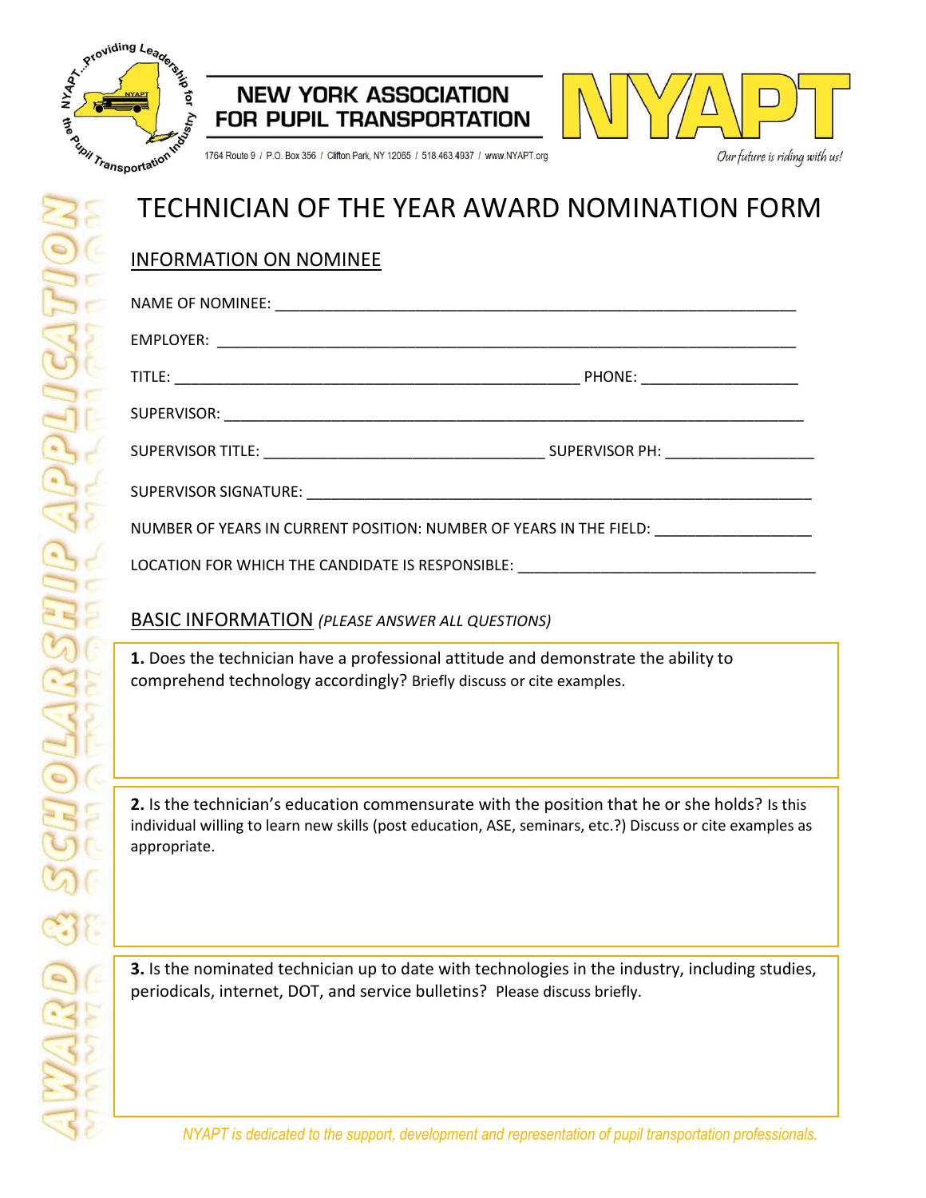NEW YORK ASSOCIATION FOR PUPIL TRANSPORTATION

1764 Route 9 / P.O. Box 356 / Clifton Park, NY 12065 / 518.463.4937 / www.NYAPT.org

NYAPT

*Our future is riding with us!*

# TECHNICIAN OF THE YEAR AWARD NOMINATION FORM

## INFORMATION ON NOMINEE

NAME OF NOMINEE: ____________________________________________

EMPLOYER: ____________________________________________

TITLE: ______________________________ PHONE: ____________________

SUPERVISOR: ____________________________________________

SUPERVISOR TITLE: ______________________________ SUPERVISOR PH: ____________________

SUPERVISOR SIGNATURE: ____________________________________________

NUMBER OF YEARS IN CURRENT POSITION: NUMBER OF YEARS IN THE FIELD: ____________________

LOCATION FOR WHICH THE CANDIDATE IS RESPONSIBLE: ______________________________

## BASIC INFORMATION *(PLEASE ANSWER ALL QUESTIONS)*

**1.** Does the technician have a professional attitude and demonstrate the ability to comprehend technology accordingly? Briefly discuss or cite examples.

**2.** Is the technician's education commensurate with the position that he or she holds? Is this individual willing to learn new skills (post education, ASE, seminars, etc.?) Discuss or cite examples as appropriate.

**3.** Is the nominated technician up to date with technologies in the industry, including studies, periodicals, internet, DOT, and service bulletins? Please discuss briefly.

*NYAPT is dedicated to the support, development and representation of pupil transportation professionals.*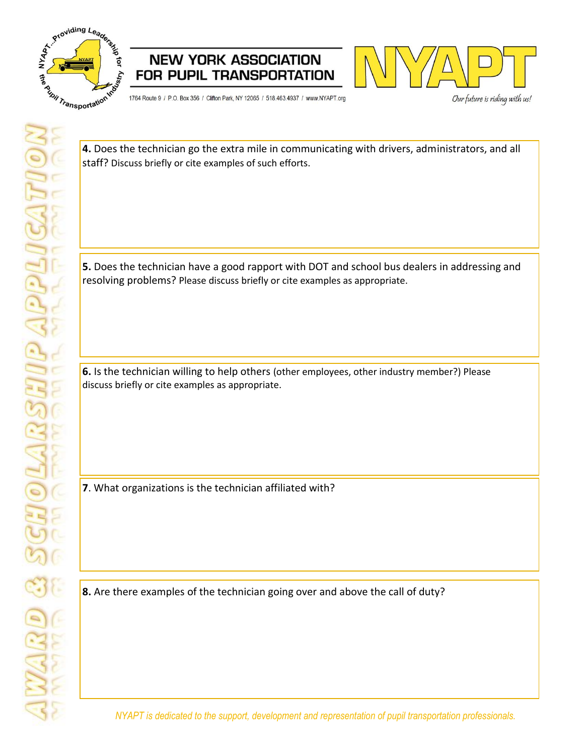**4.** Does the technician go the extra mile in communicating with drivers, administrators, and all staff? Discuss briefly or cite examples of such efforts.

**5.** Does the technician have a good rapport with DOT and school bus dealers in addressing and resolving problems? Please discuss briefly or cite examples as appropriate.

**6.** Is the technician willing to help others (other employees, other industry member?) Please discuss briefly or cite examples as appropriate.

**7**. What organizations is the technician affiliated with?

**8.** Are there examples of the technician going over and above the call of duty?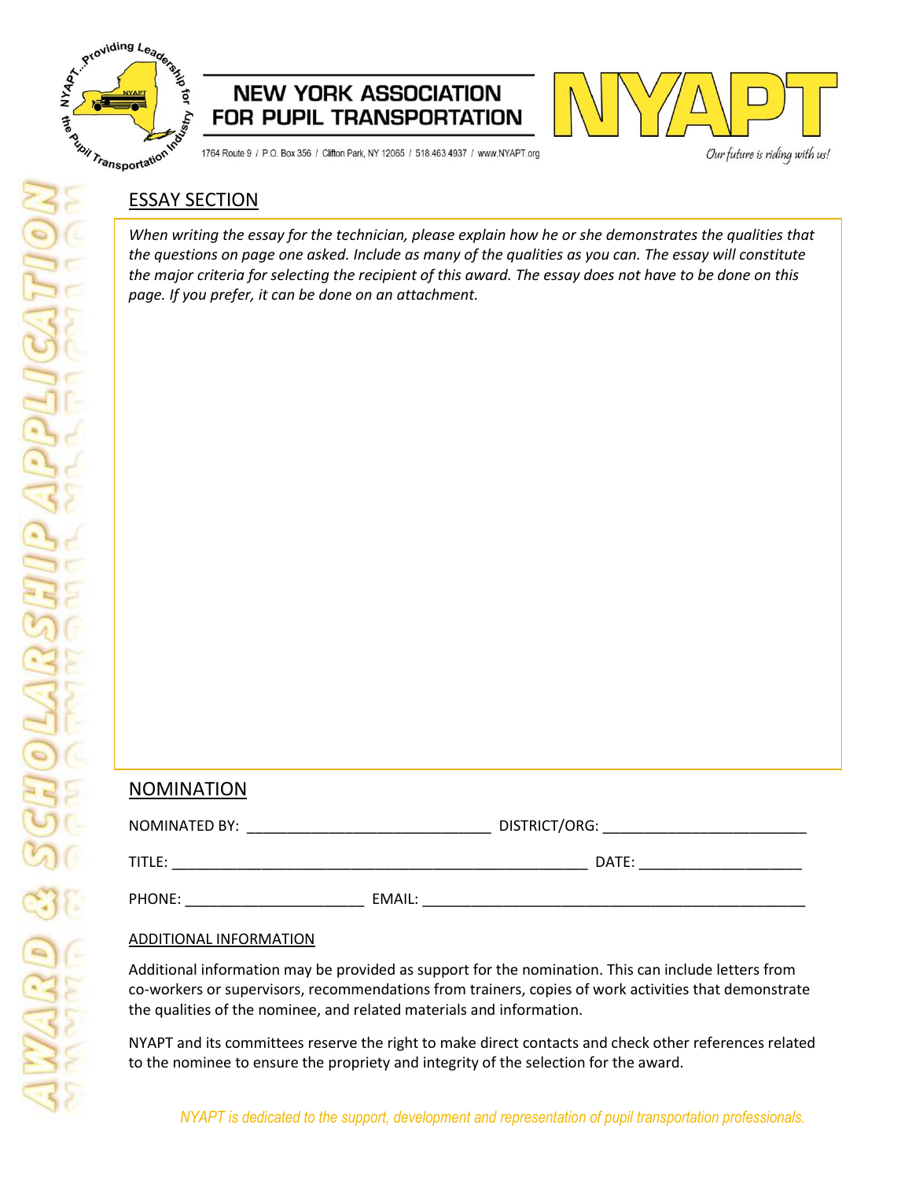# NEW YORK ASSOCIATION FOR PUPIL TRANSPORTATION

1764 Route 9 / P.O. Box 356 / Clifton Park, NY 12065 / 518.463.4937 / www.NYAPT.org

NYAPT

*Our future is riding with us!*

AWARD & SCHOLARSHIP APPLICATION

## ESSAY SECTION

*When writing the essay for the technician, please explain how he or she demonstrates the qualities that the questions on page one asked. Include as many of the qualities as you can. The essay will constitute the major criteria for selecting the recipient of this award. The essay does not have to be done on this page. If you prefer, it can be done on an attachment.*

## NOMINATION

NOMINATED BY: ______________________________ DISTRICT/ORG: _________________________

TITLE: ___________________________________________________ DATE: ____________________

PHONE: ______________________ EMAIL: ______________________________________________

### ADDITIONAL INFORMATION

Additional information may be provided as support for the nomination. This can include letters from co-workers or supervisors, recommendations from trainers, copies of work activities that demonstrate the qualities of the nominee, and related materials and information.

NYAPT and its committees reserve the right to make direct contacts and check other references related to the nominee to ensure the propriety and integrity of the selection for the award.

*NYAPT is dedicated to the support, development and representation of pupil transportation professionals.*